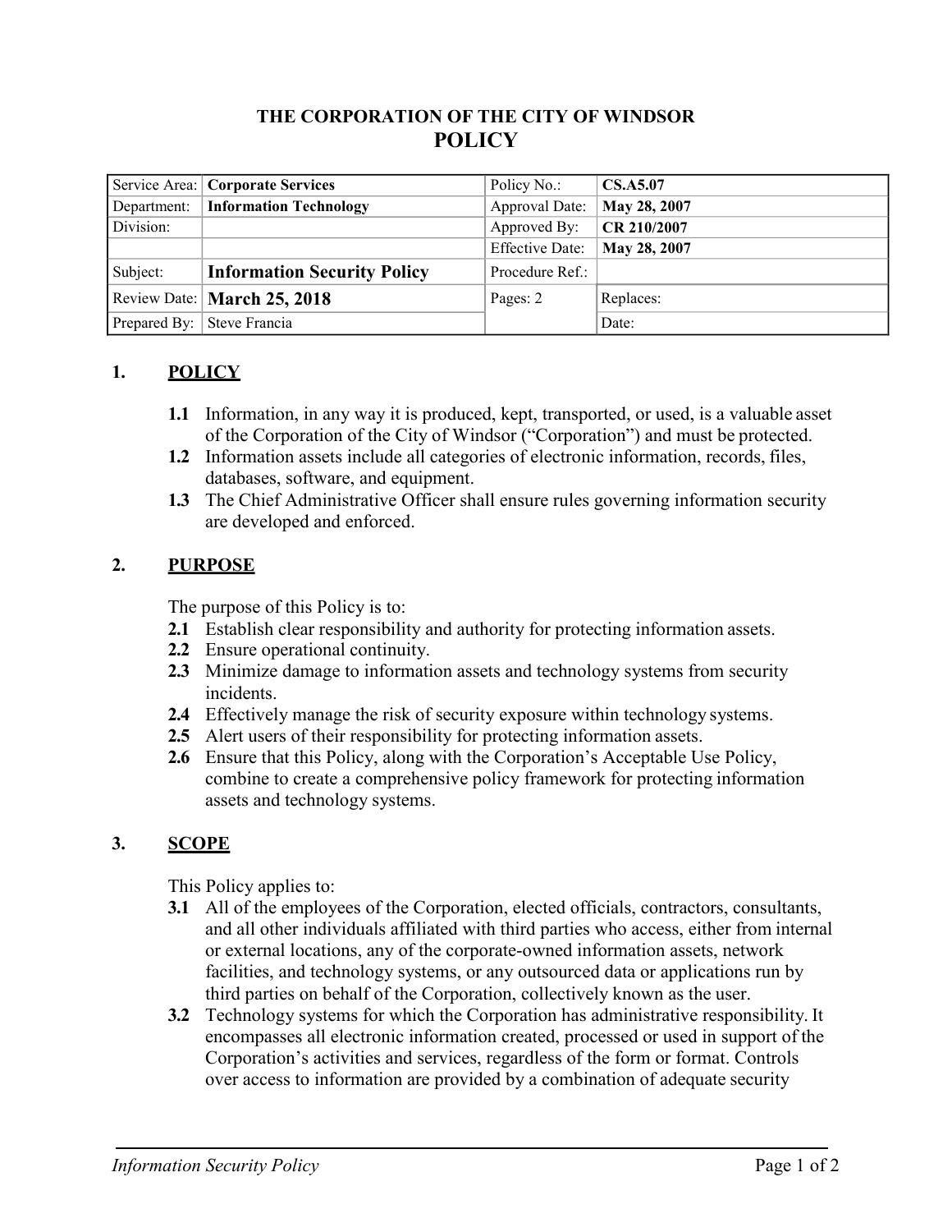# THE CORPORATION OF THE CITY OF WINDSOR
# POLICY

| Service Area: | **Corporate Services** | Policy No.: | **CS.A5.07** |
|---|---|---|---|
| Department: | **Information Technology** | Approval Date: | **May 28, 2007** |
| Division: | | Approved By: | **CR 210/2007** |
| | | Effective Date: | **May 28, 2007** |
| Subject: | **Information Security Policy** | Procedure Ref.: | |
| Review Date: | **March 25, 2018** | Pages: 2 | Replaces: |
| Prepared By: | Steve Francia | | Date: |

## 1. POLICY

**1.1** Information, in any way it is produced, kept, transported, or used, is a valuable asset of the Corporation of the City of Windsor ("Corporation") and must be protected.

**1.2** Information assets include all categories of electronic information, records, files, databases, software, and equipment.

**1.3** The Chief Administrative Officer shall ensure rules governing information security are developed and enforced.

## 2. PURPOSE

The purpose of this Policy is to:

**2.1** Establish clear responsibility and authority for protecting information assets.

**2.2** Ensure operational continuity.

**2.3** Minimize damage to information assets and technology systems from security incidents.

**2.4** Effectively manage the risk of security exposure within technology systems.

**2.5** Alert users of their responsibility for protecting information assets.

**2.6** Ensure that this Policy, along with the Corporation's Acceptable Use Policy, combine to create a comprehensive policy framework for protecting information assets and technology systems.

## 3. SCOPE

This Policy applies to:

**3.1** All of the employees of the Corporation, elected officials, contractors, consultants, and all other individuals affiliated with third parties who access, either from internal or external locations, any of the corporate-owned information assets, network facilities, and technology systems, or any outsourced data or applications run by third parties on behalf of the Corporation, collectively known as the user.

**3.2** Technology systems for which the Corporation has administrative responsibility. It encompasses all electronic information created, processed or used in support of the Corporation's activities and services, regardless of the form or format. Controls over access to information are provided by a combination of adequate security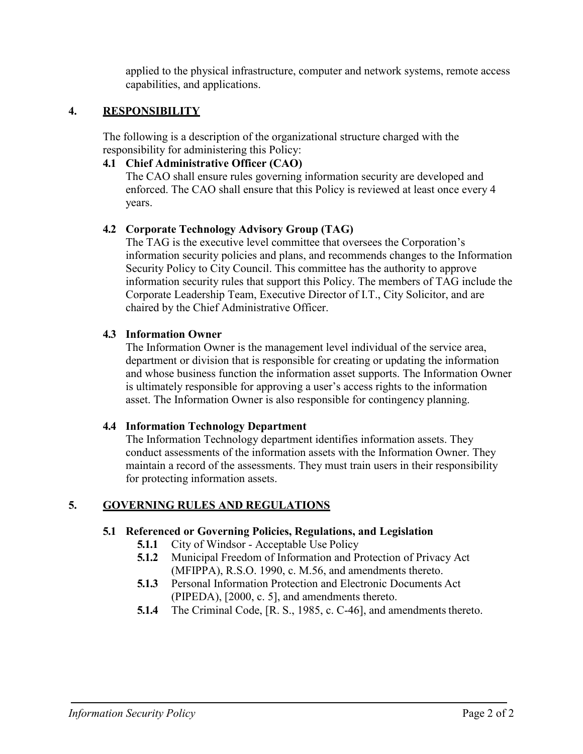applied to the physical infrastructure, computer and network systems, remote access capabilities, and applications.

## 4. RESPONSIBILITY

The following is a description of the organizational structure charged with the responsibility for administering this Policy:

### 4.1 Chief Administrative Officer (CAO)

The CAO shall ensure rules governing information security are developed and enforced. The CAO shall ensure that this Policy is reviewed at least once every 4 years.

### 4.2 Corporate Technology Advisory Group (TAG)

The TAG is the executive level committee that oversees the Corporation's information security policies and plans, and recommends changes to the Information Security Policy to City Council. This committee has the authority to approve information security rules that support this Policy. The members of TAG include the Corporate Leadership Team, Executive Director of I.T., City Solicitor, and are chaired by the Chief Administrative Officer.

### 4.3 Information Owner

The Information Owner is the management level individual of the service area, department or division that is responsible for creating or updating the information and whose business function the information asset supports. The Information Owner is ultimately responsible for approving a user's access rights to the information asset. The Information Owner is also responsible for contingency planning.

### 4.4 Information Technology Department

The Information Technology department identifies information assets. They conduct assessments of the information assets with the Information Owner. They maintain a record of the assessments. They must train users in their responsibility for protecting information assets.

## 5. GOVERNING RULES AND REGULATIONS

### 5.1 Referenced or Governing Policies, Regulations, and Legislation

- **5.1.1** City of Windsor - Acceptable Use Policy
- **5.1.2** Municipal Freedom of Information and Protection of Privacy Act (MFIPPA), R.S.O. 1990, c. M.56, and amendments thereto.
- **5.1.3** Personal Information Protection and Electronic Documents Act (PIPEDA), [2000, c. 5], and amendments thereto.
- **5.1.4** The Criminal Code, [R. S., 1985, c. C-46], and amendments thereto.